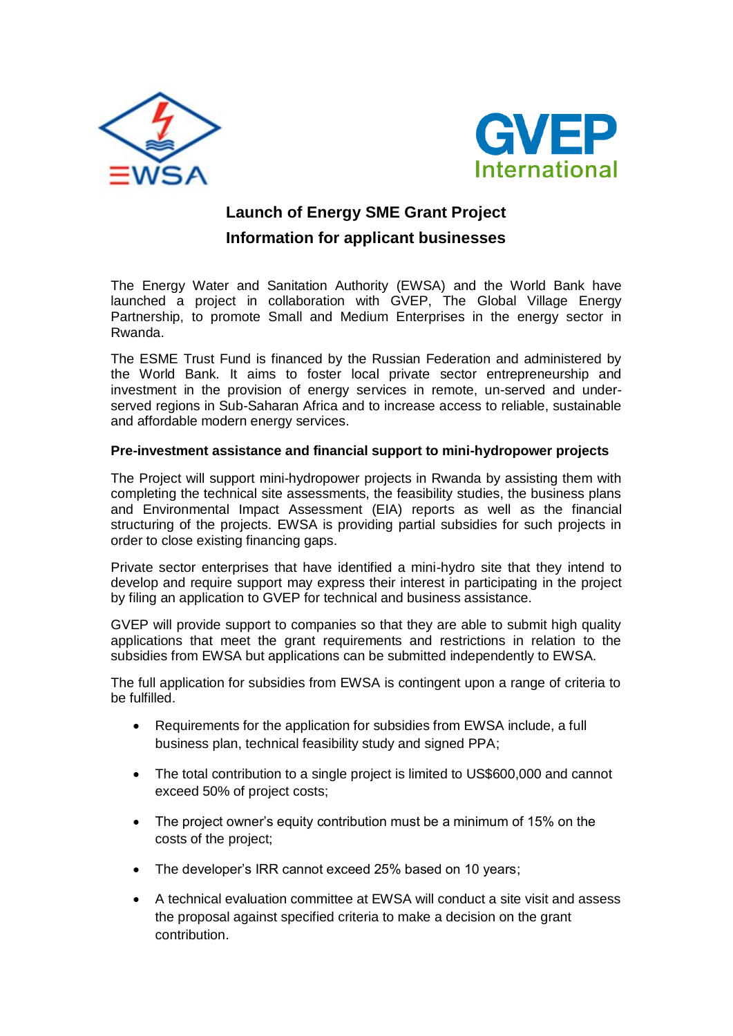# Launch of Energy SME Grant Project

## Information for applicant businesses

The Energy Water and Sanitation Authority (EWSA) and the World Bank have launched a project in collaboration with GVEP, The Global Village Energy Partnership, to promote Small and Medium Enterprises in the energy sector in Rwanda.

The ESME Trust Fund is financed by the Russian Federation and administered by the World Bank. It aims to foster local private sector entrepreneurship and investment in the provision of energy services in remote, un-served and under-served regions in Sub-Saharan Africa and to increase access to reliable, sustainable and affordable modern energy services.

**Pre-investment assistance and financial support to mini-hydropower projects**

The Project will support mini-hydropower projects in Rwanda by assisting them with completing the technical site assessments, the feasibility studies, the business plans and Environmental Impact Assessment (EIA) reports as well as the financial structuring of the projects. EWSA is providing partial subsidies for such projects in order to close existing financing gaps.

Private sector enterprises that have identified a mini-hydro site that they intend to develop and require support may express their interest in participating in the project by filing an application to GVEP for technical and business assistance.

GVEP will provide support to companies so that they are able to submit high quality applications that meet the grant requirements and restrictions in relation to the subsidies from EWSA but applications can be submitted independently to EWSA.

The full application for subsidies from EWSA is contingent upon a range of criteria to be fulfilled.

- Requirements for the application for subsidies from EWSA include, a full business plan, technical feasibility study and signed PPA;
- The total contribution to a single project is limited to US$600,000 and cannot exceed 50% of project costs;
- The project owner's equity contribution must be a minimum of 15% on the costs of the project;
- The developer's IRR cannot exceed 25% based on 10 years;
- A technical evaluation committee at EWSA will conduct a site visit and assess the proposal against specified criteria to make a decision on the grant contribution.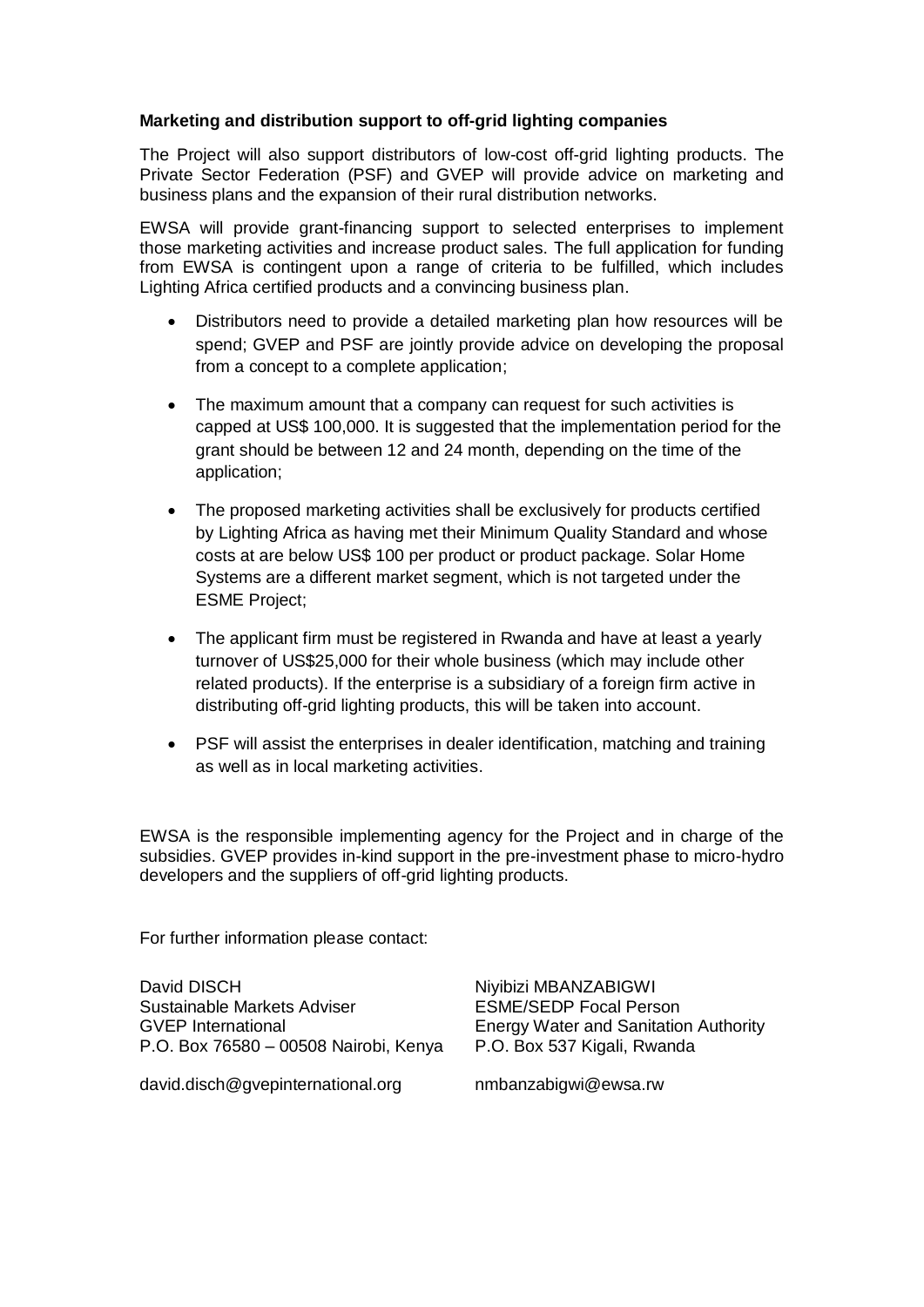**Marketing and distribution support to off-grid lighting companies**

The Project will also support distributors of low-cost off-grid lighting products. The Private Sector Federation (PSF) and GVEP will provide advice on marketing and business plans and the expansion of their rural distribution networks.

EWSA will provide grant-financing support to selected enterprises to implement those marketing activities and increase product sales. The full application for funding from EWSA is contingent upon a range of criteria to be fulfilled, which includes Lighting Africa certified products and a convincing business plan.

- Distributors need to provide a detailed marketing plan how resources will be spend; GVEP and PSF are jointly provide advice on developing the proposal from a concept to a complete application;
- The maximum amount that a company can request for such activities is capped at US$ 100,000. It is suggested that the implementation period for the grant should be between 12 and 24 month, depending on the time of the application;
- The proposed marketing activities shall be exclusively for products certified by Lighting Africa as having met their Minimum Quality Standard and whose costs at are below US$ 100 per product or product package. Solar Home Systems are a different market segment, which is not targeted under the ESME Project;
- The applicant firm must be registered in Rwanda and have at least a yearly turnover of US$25,000 for their whole business (which may include other related products). If the enterprise is a subsidiary of a foreign firm active in distributing off-grid lighting products, this will be taken into account.
- PSF will assist the enterprises in dealer identification, matching and training as well as in local marketing activities.

EWSA is the responsible implementing agency for the Project and in charge of the subsidies. GVEP provides in-kind support in the pre-investment phase to micro-hydro developers and the suppliers of off-grid lighting products.

For further information please contact:

David DISCH
Sustainable Markets Adviser
GVEP International
P.O. Box 76580 – 00508 Nairobi, Kenya

david.disch@gvepinternational.org

Niyibizi MBANZABIGWI
ESME/SEDP Focal Person
Energy Water and Sanitation Authority
P.O. Box 537 Kigali, Rwanda

nmbanzabigwi@ewsa.rw